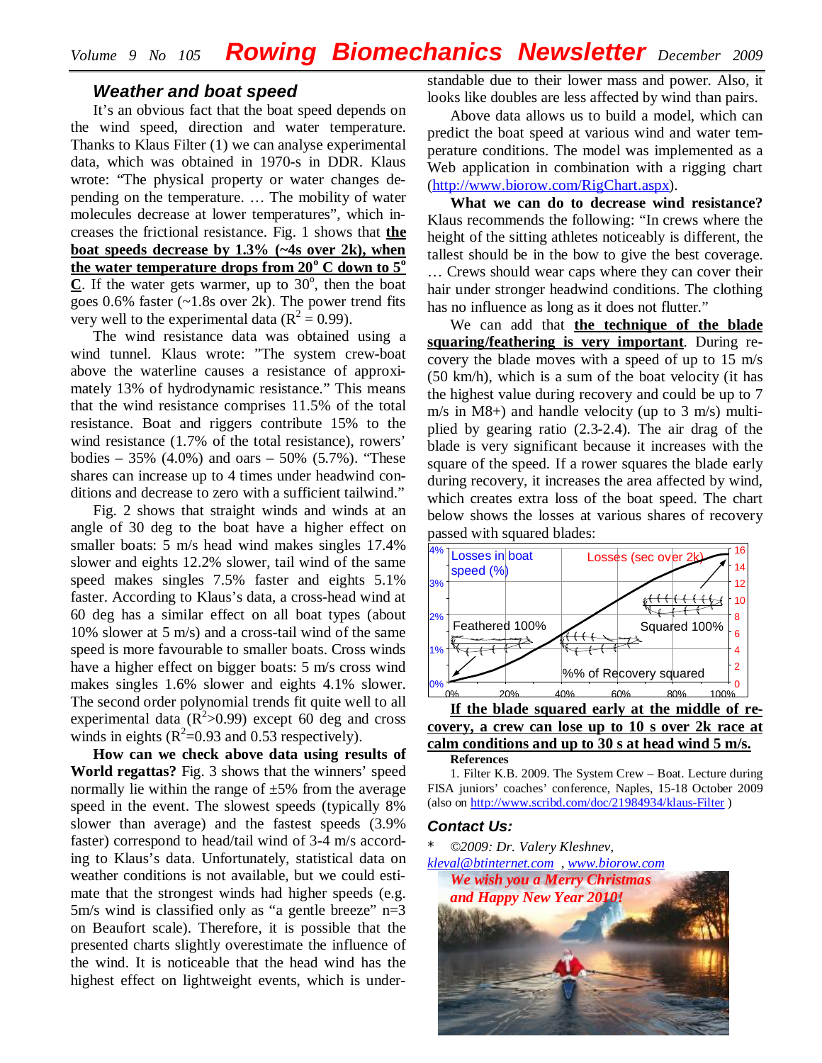## Weather and boat speed

It's an obvious fact that the boat speed depends on the wind speed, direction and water temperature. Thanks to Klaus Filter (1) we can analyse experimental data, which was obtained in 1970-s in DDR. Klaus wrote: "The physical property or water changes depending on the temperature. … The mobility of water molecules decrease at lower temperatures", which increases the frictional resistance. Fig. 1 shows that **the boat speeds decrease by 1.3% (~4s over 2k), when the water temperature drops from 20° C down to 5° C**. If the water gets warmer, up to 30°, then the boat goes 0.6% faster (~1.8s over 2k). The power trend fits very well to the experimental data ($R^2 = 0.99$).

The wind resistance data was obtained using a wind tunnel. Klaus wrote: "The system crew-boat above the waterline causes a resistance of approximately 13% of hydrodynamic resistance." This means that the wind resistance comprises 11.5% of the total resistance. Boat and riggers contribute 15% to the wind resistance (1.7% of the total resistance), rowers' bodies – 35% (4.0%) and oars – 50% (5.7%). "These shares can increase up to 4 times under headwind conditions and decrease to zero with a sufficient tailwind."

Fig. 2 shows that straight winds and winds at an angle of 30 deg to the boat have a higher effect on smaller boats: 5 m/s head wind makes singles 17.4% slower and eights 12.2% slower, tail wind of the same speed makes singles 7.5% faster and eights 5.1% faster. According to Klaus's data, a cross-head wind at 60 deg has a similar effect on all boat types (about 10% slower at 5 m/s) and a cross-tail wind of the same speed is more favourable to smaller boats. Cross winds have a higher effect on bigger boats: 5 m/s cross wind makes singles 1.6% slower and eights 4.1% slower. The second order polynomial trends fit quite well to all experimental data ($R^2>0.99$) except 60 deg and cross winds in eights ($R^2=0.93$ and 0.53 respectively).

**How can we check above data using results of World regattas?** Fig. 3 shows that the winners' speed normally lie within the range of ±5% from the average speed in the event. The slowest speeds (typically 8% slower than average) and the fastest speeds (3.9% faster) correspond to head/tail wind of 3-4 m/s according to Klaus's data. Unfortunately, statistical data on weather conditions is not available, but we could estimate that the strongest winds had higher speeds (e.g. 5m/s wind is classified only as "a gentle breeze" n=3 on Beaufort scale). Therefore, it is possible that the presented charts slightly overestimate the influence of the wind. It is noticeable that the head wind has the highest effect on lightweight events, which is understandable due to their lower mass and power. Also, it looks like doubles are less affected by wind than pairs.

Above data allows us to build a model, which can predict the boat speed at various wind and water temperature conditions. The model was implemented as a Web application in combination with a rigging chart (http://www.biorow.com/RigChart.aspx).

**What we can do to decrease wind resistance?** Klaus recommends the following: "In crews where the height of the sitting athletes noticeably is different, the tallest should be in the bow to give the best coverage. … Crews should wear caps where they can cover their hair under stronger headwind conditions. The clothing has no influence as long as it does not flutter."

We can add that **the technique of the blade squaring/feathering is very important**. During recovery the blade moves with a speed of up to 15 m/s (50 km/h), which is a sum of the boat velocity (it has the highest value during recovery and could be up to 7 m/s in M8+) and handle velocity (up to 3 m/s) multiplied by gearing ratio (2.3-2.4). The air drag of the blade is very significant because it increases with the square of the speed. If a rower squares the blade early during recovery, it increases the area affected by wind, which creates extra loss of the boat speed. The chart below shows the losses at various shares of recovery passed with squared blades:

[Chart: Losses in boat speed (%) (left axis 0%–4%) and Losses (sec over 2k) (right axis 0–16) vs %% of Recovery squared (0%–100%); labels "Feathered 100%" and "Squared 100%"]

**If the blade squared early at the middle of recovery, a crew can lose up to 10 s over 2k race at calm conditions and up to 30 s at head wind 5 m/s.**

**References**

1. Filter K.B. 2009. The System Crew – Boat. Lecture during FISA juniors' coaches' conference, Naples, 15-18 October 2009 (also on http://www.scribd.com/doc/21984934/klaus-Filter )

### Contact Us:

* *©2009: Dr. Valery Kleshnev,*
kleval@btinternet.com , www.biorow.com

*We wish you a Merry Christmas and Happy New Year 2010!*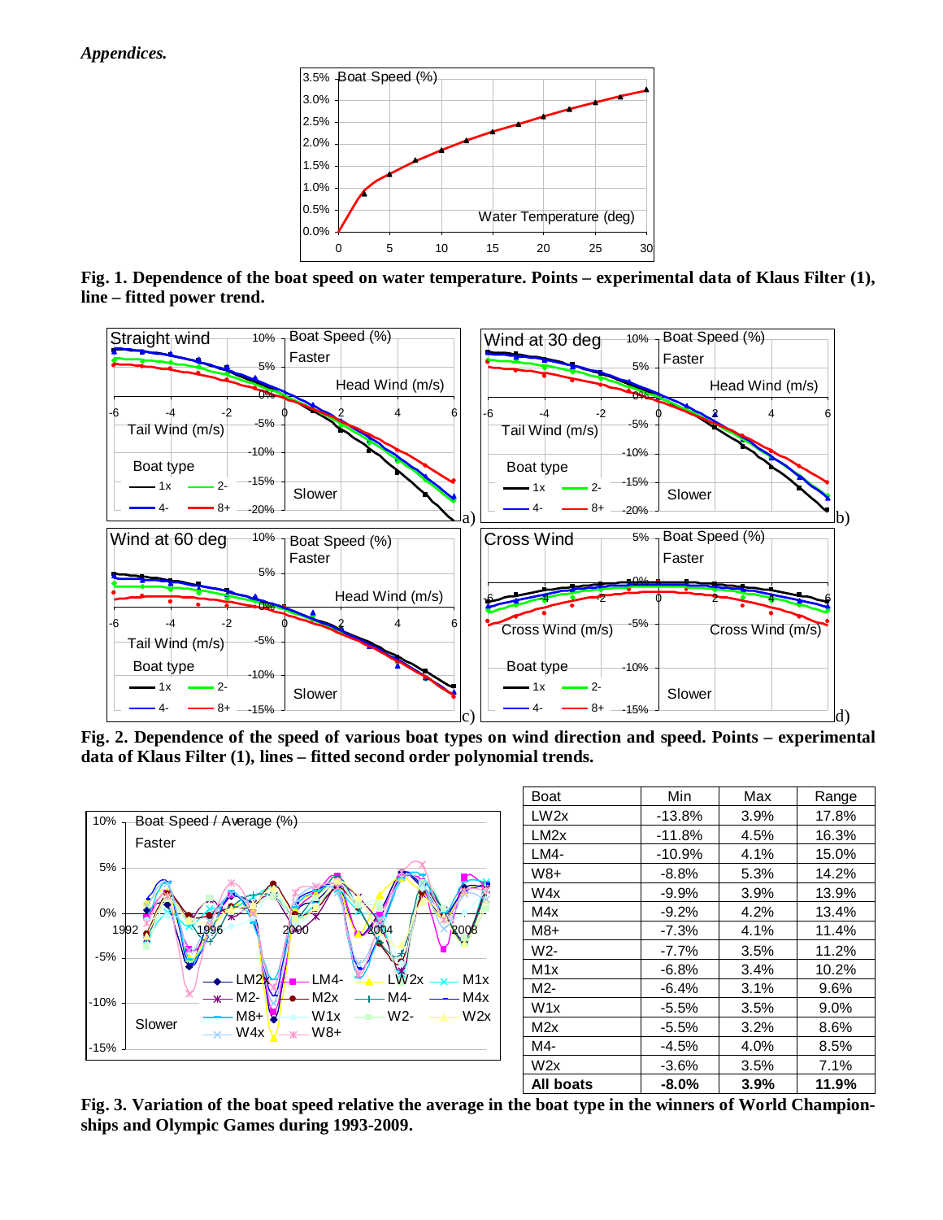*Appendices.*

Boat Speed (%)
3.5%
3.0%
2.5%
2.0%
1.5%
1.0%
0.5%
0.0%
0 5 10 15 20 25 30
Water Temperature (deg)

**Fig. 1. Dependence of the boat speed on water temperature. Points – experimental data of Klaus Filter (1), line – fitted power trend.**

a) Straight wind
Boat Speed (%)
Faster
Head Wind (m/s)
Tail Wind (m/s)
Slower
Boat type: 1x, 2-, 4-, 8+
10% 5% 0% -5% -10% -15% -20%
-6 -4 -2 0 2 4 6

b) Wind at 30 deg
Boat Speed (%)
Faster
Head Wind (m/s)
Tail Wind (m/s)
Slower
Boat type: 1x, 2-, 4-, 8+
10% 5% 0% -5% -10% -15% -20%
-6 -4 -2 0 2 4 6

c) Wind at 60 deg
Boat Speed (%)
Faster
Head Wind (m/s)
Tail Wind (m/s)
Slower
Boat type: 1x, 2-, 4-, 8+
10% 5% 0% -5% -10% -15%
-6 -4 -2 0 2 4 6

d) Cross Wind
Boat Speed (%)
Faster
Cross Wind (m/s)
Cross Wind (m/s)
Slower
Boat type: 1x, 2-, 4-, 8+
5% 0% -5% -10% -15%
-6 -4 -2 0 2 4 6

**Fig. 2. Dependence of the speed of various boat types on wind direction and speed. Points – experimental data of Klaus Filter (1), lines – fitted second order polynomial trends.**

Boat Speed / Average (%)
Faster
Slower
10% 5% 0% -5% -10% -15%
1992 1996 2000 2004 2008
LM2x, LM4-, LW2x, M1x, M2-, M2x, M4-, M4x, M8+, W1x, W2-, W2x, W4x, W8+

| Boat | Min | Max | Range |
|---|---|---|---|
| LW2x | -13.8% | 3.9% | 17.8% |
| LM2x | -11.8% | 4.5% | 16.3% |
| LM4- | -10.9% | 4.1% | 15.0% |
| W8+ | -8.8% | 5.3% | 14.2% |
| W4x | -9.9% | 3.9% | 13.9% |
| M4x | -9.2% | 4.2% | 13.4% |
| M8+ | -7.3% | 4.1% | 11.4% |
| W2- | -7.7% | 3.5% | 11.2% |
| M1x | -6.8% | 3.4% | 10.2% |
| M2- | -6.4% | 3.1% | 9.6% |
| W1x | -5.5% | 3.5% | 9.0% |
| M2x | -5.5% | 3.2% | 8.6% |
| M4- | -4.5% | 4.0% | 8.5% |
| W2x | -3.6% | 3.5% | 7.1% |
| **All boats** | **-8.0%** | **3.9%** | **11.9%** |

**Fig. 3. Variation of the boat speed relative the average in the boat type in the winners of World Championships and Olympic Games during 1993-2009.**